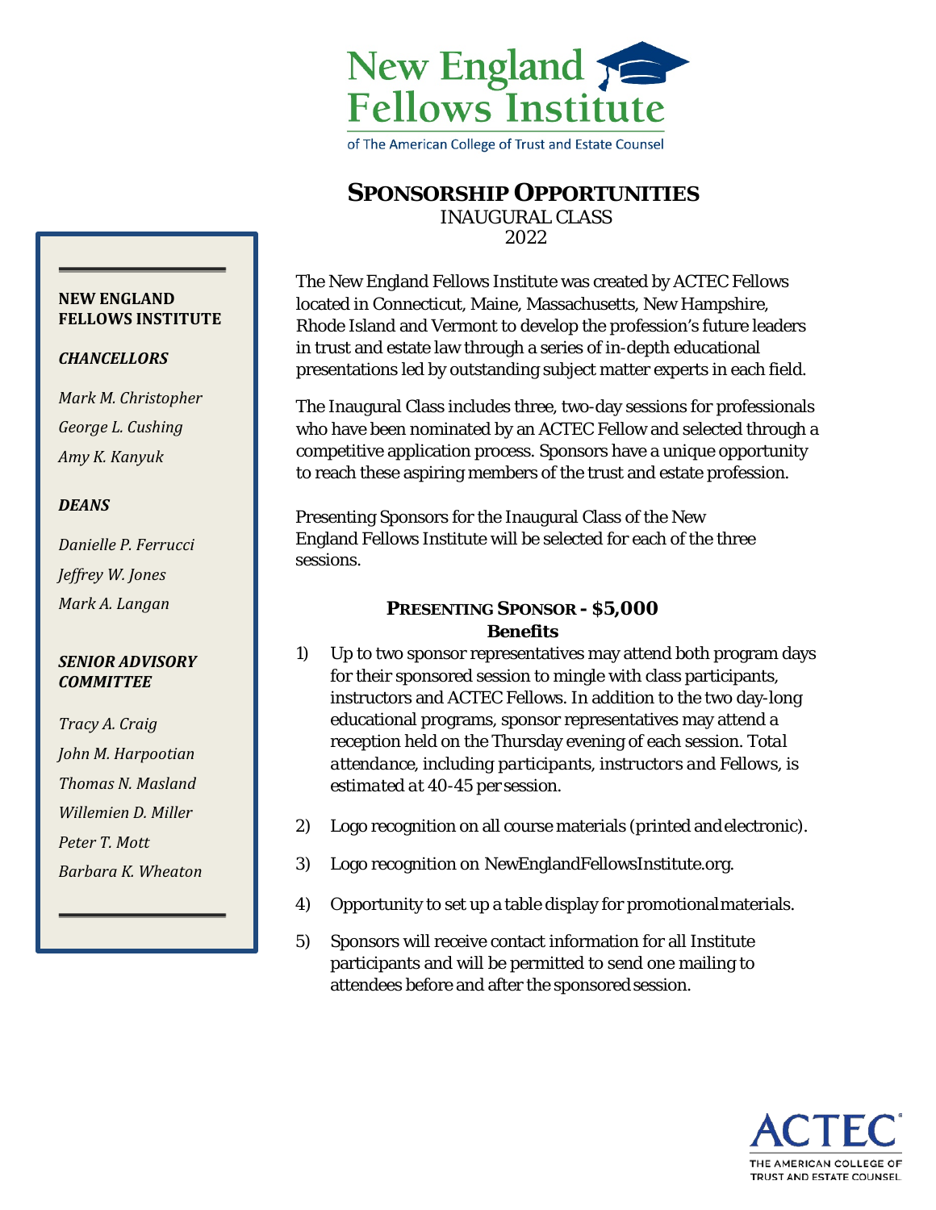# New England Fellows Institute

of The American College of Trust and Estate Counsel

## SPONSORSHIP OPPORTUNITIES

INAUGURAL CLASS
2022

**NEW ENGLAND FELLOWS INSTITUTE**

***CHANCELLORS***

*Mark M. Christopher*
*George L. Cushing*
*Amy K. Kanyuk*

***DEANS***

*Danielle P. Ferrucci*
*Jeffrey W. Jones*
*Mark A. Langan*

***SENIOR ADVISORY COMMITTEE***

*Tracy A. Craig*
*John M. Harpootian*
*Thomas N. Masland*
*Willemien D. Miller*
*Peter T. Mott*
*Barbara K. Wheaton*

The New England Fellows Institute was created by ACTEC Fellows located in Connecticut, Maine, Massachusetts, New Hampshire, Rhode Island and Vermont to develop the profession's future leaders in trust and estate law through a series of in-depth educational presentations led by outstanding subject matter experts in each field.

The Inaugural Class includes three, two-day sessions for professionals who have been nominated by an ACTEC Fellow and selected through a competitive application process. Sponsors have a unique opportunity to reach these aspiring members of the trust and estate profession.

Presenting Sponsors for the Inaugural Class of the New England Fellows Institute will be selected for each of the three sessions.

### PRESENTING SPONSOR - $5,000
**Benefits**

1) Up to two sponsor representatives may attend both program days for their sponsored session to mingle with class participants, instructors and ACTEC Fellows. In addition to the two day-long educational programs, sponsor representatives may attend a reception held on the Thursday evening of each session. *Total attendance, including participants, instructors and Fellows, is estimated at 40-45 per session.*

2) Logo recognition on all course materials (printed and electronic).

3) Logo recognition on NewEnglandFellowsInstitute.org.

4) Opportunity to set up a table display for promotional materials.

5) Sponsors will receive contact information for all Institute participants and will be permitted to send one mailing to attendees before and after the sponsored session.

ACTEC
THE AMERICAN COLLEGE OF TRUST AND ESTATE COUNSEL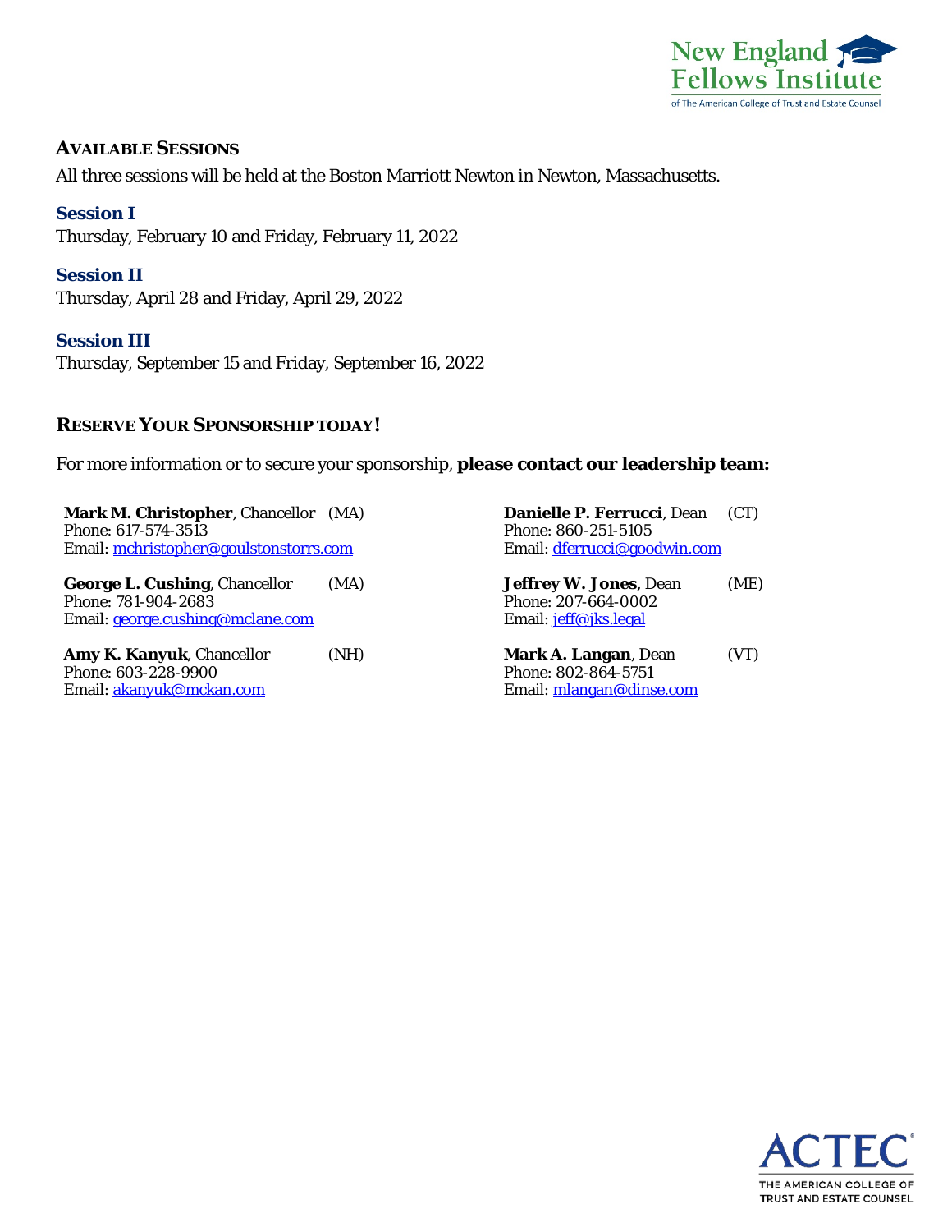## Available Sessions

All three sessions will be held at the Boston Marriott Newton in Newton, Massachusetts.

### Session I

Thursday, February 10 and Friday, February 11, 2022

### Session II

Thursday, April 28 and Friday, April 29, 2022

### Session III

Thursday, September 15 and Friday, September 16, 2022

## Reserve Your Sponsorship today!

For more information or to secure your sponsorship, **please contact our leadership team:**

**Mark M. Christopher**, Chancellor (MA)
Phone: 617-574-3513
Email: mchristopher@goulstonstorrs.com

**George L. Cushing**, Chancellor (MA)
Phone: 781-904-2683
Email: george.cushing@mclane.com

**Amy K. Kanyuk**, Chancellor (NH)
Phone: 603-228-9900
Email: akanyuk@mckan.com

**Danielle P. Ferrucci**, Dean (CT)
Phone: 860-251-5105
Email: dferrucci@goodwin.com

**Jeffrey W. Jones**, Dean (ME)
Phone: 207-664-0002
Email: jeff@jks.legal

**Mark A. Langan**, Dean (VT)
Phone: 802-864-5751
Email: mlangan@dinse.com